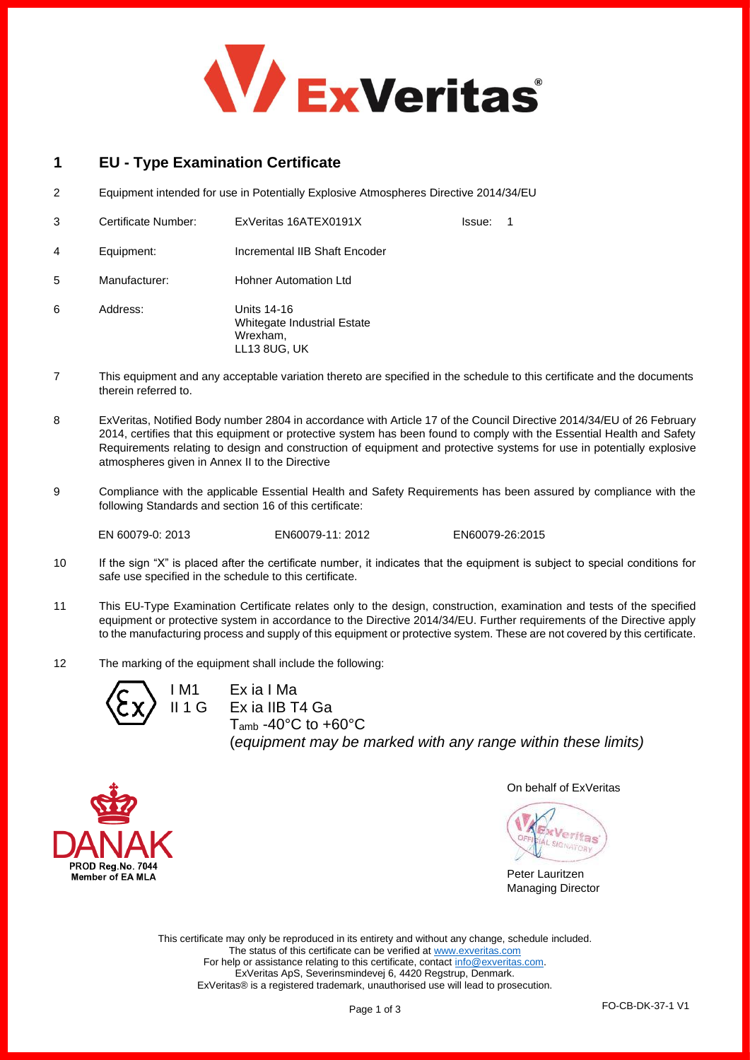# 1 EU - Type Examination Certificate

2 Equipment intended for use in Potentially Explosive Atmospheres Directive 2014/34/EU

| | | | | |
|---|---|---|---|---|
| 3 | Certificate Number: | ExVeritas 16ATEX0191X | Issue: | 1 |
| 4 | Equipment: | Incremental IIB Shaft Encoder | | |
| 5 | Manufacturer: | Hohner Automation Ltd | | |
| 6 | Address: | Units 14-16<br>Whitegate Industrial Estate<br>Wrexham,<br>LL13 8UG, UK | | |

7 This equipment and any acceptable variation thereto are specified in the schedule to this certificate and the documents therein referred to.

8 ExVeritas, Notified Body number 2804 in accordance with Article 17 of the Council Directive 2014/34/EU of 26 February 2014, certifies that this equipment or protective system has been found to comply with the Essential Health and Safety Requirements relating to design and construction of equipment and protective systems for use in potentially explosive atmospheres given in Annex II to the Directive

9 Compliance with the applicable Essential Health and Safety Requirements has been assured by compliance with the following Standards and section 16 of this certificate:

EN 60079-0: 2013 EN60079-11: 2012 EN60079-26:2015

10 If the sign "X" is placed after the certificate number, it indicates that the equipment is subject to special conditions for safe use specified in the schedule to this certificate.

11 This EU-Type Examination Certificate relates only to the design, construction, examination and tests of the specified equipment or protective system in accordance to the Directive 2014/34/EU. Further requirements of the Directive apply to the manufacturing process and supply of this equipment or protective system. These are not covered by this certificate.

12 The marking of the equipment shall include the following:

I M1 Ex ia I Ma
II 1 G Ex ia IIB T4 Ga
$T_{amb}$ -40°C to +60°C
(*equipment may be marked with any range within these limits)*

DANAK
PROD Reg.No. 7044
Member of EA MLA

On behalf of ExVeritas

Peter Lauritzen
Managing Director

This certificate may only be reproduced in its entirety and without any change, schedule included.
The status of this certificate can be verified at www.exveritas.com
For help or assistance relating to this certificate, contact info@exveritas.com.
ExVeritas ApS, Severinsmindevej 6, 4420 Regstrup, Denmark.
ExVeritas® is a registered trademark, unauthorised use will lead to prosecution.

FO-CB-DK-37-1 V1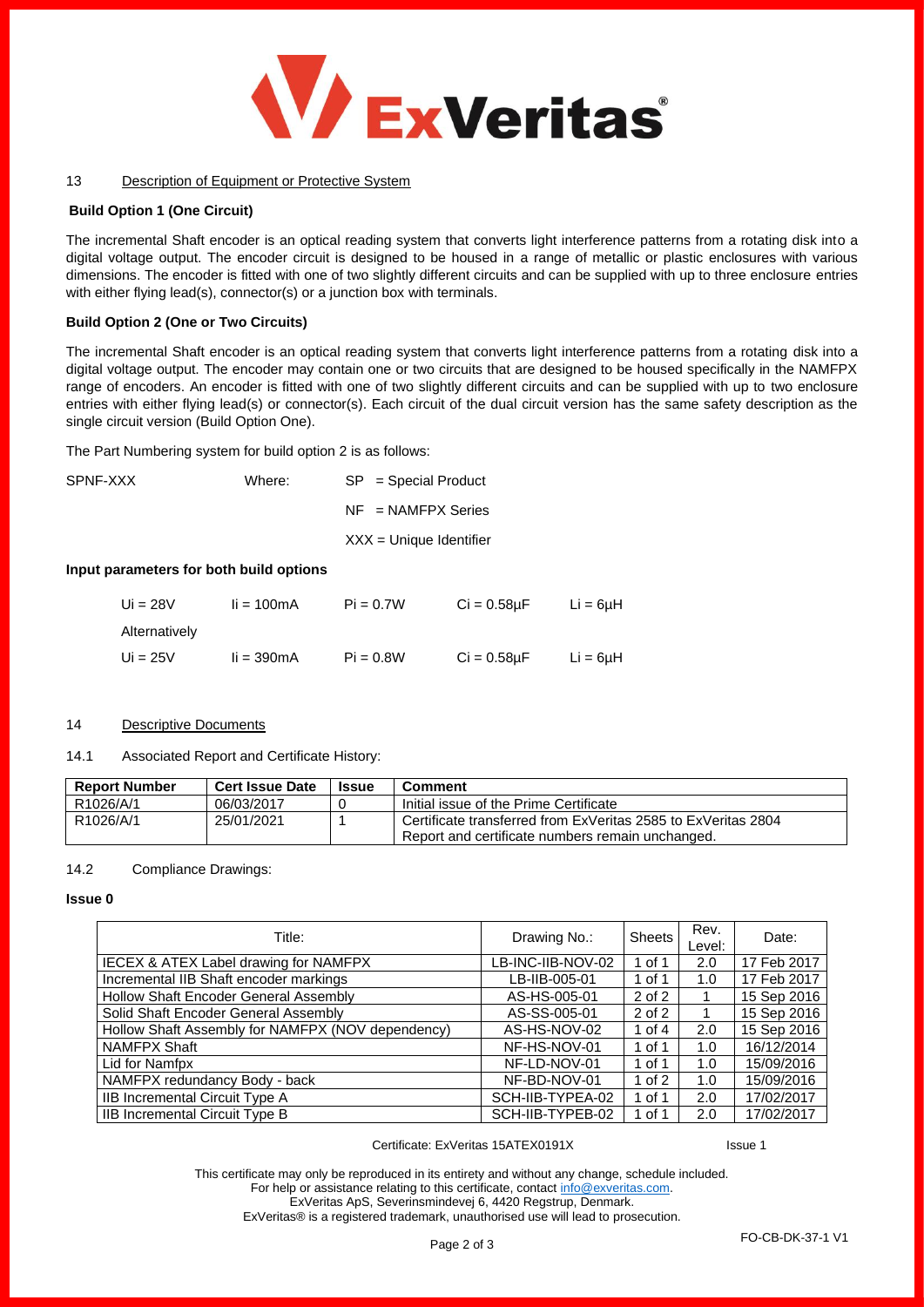## 13 Description of Equipment or Protective System

**Build Option 1 (One Circuit)**

The incremental Shaft encoder is an optical reading system that converts light interference patterns from a rotating disk into a digital voltage output. The encoder circuit is designed to be housed in a range of metallic or plastic enclosures with various dimensions. The encoder is fitted with one of two slightly different circuits and can be supplied with up to three enclosure entries with either flying lead(s), connector(s) or a junction box with terminals.

**Build Option 2 (One or Two Circuits)**

The incremental Shaft encoder is an optical reading system that converts light interference patterns from a rotating disk into a digital voltage output. The encoder may contain one or two circuits that are designed to be housed specifically in the NAMFPX range of encoders. An encoder is fitted with one of two slightly different circuits and can be supplied with up to two enclosure entries with either flying lead(s) or connector(s). Each circuit of the dual circuit version has the same safety description as the single circuit version (Build Option One).

The Part Numbering system for build option 2 is as follows:

SPNF-XXX Where: SP = Special Product

NF = NAMFPX Series

XXX = Unique Identifier

**Input parameters for both build options**

$U_i = 28V$ $I_i = 100mA$ $P_i = 0.7W$ $C_i = 0.58\mu F$ $L_i = 6\mu H$

Alternatively

$U_i = 25V$ $I_i = 390mA$ $P_i = 0.8W$ $C_i = 0.58\mu F$ $L_i = 6\mu H$

## 14 Descriptive Documents

14.1 Associated Report and Certificate History:

| Report Number | Cert Issue Date | Issue | Comment |
|---|---|---|---|
| R1026/A/1 | 06/03/2017 | 0 | Initial issue of the Prime Certificate |
| R1026/A/1 | 25/01/2021 | 1 | Certificate transferred from ExVeritas 2585 to ExVeritas 2804 Report and certificate numbers remain unchanged. |

14.2 Compliance Drawings:

**Issue 0**

| Title: | Drawing No.: | Sheets | Rev. Level: | Date: |
|---|---|---|---|---|
| IECEX & ATEX Label drawing for NAMFPX | LB-INC-IIB-NOV-02 | 1 of 1 | 2.0 | 17 Feb 2017 |
| Incremental IIB Shaft encoder markings | LB-IIB-005-01 | 1 of 1 | 1.0 | 17 Feb 2017 |
| Hollow Shaft Encoder General Assembly | AS-HS-005-01 | 2 of 2 | 1 | 15 Sep 2016 |
| Solid Shaft Encoder General Assembly | AS-SS-005-01 | 2 of 2 | 1 | 15 Sep 2016 |
| Hollow Shaft Assembly for NAMFPX (NOV dependency) | AS-HS-NOV-02 | 1 of 4 | 2.0 | 15 Sep 2016 |
| NAMFPX Shaft | NF-HS-NOV-01 | 1 of 1 | 1.0 | 16/12/2014 |
| Lid for Namfpx | NF-LD-NOV-01 | 1 of 1 | 1.0 | 15/09/2016 |
| NAMFPX redundancy Body - back | NF-BD-NOV-01 | 1 of 2 | 1.0 | 15/09/2016 |
| IIB Incremental Circuit Type A | SCH-IIB-TYPEA-02 | 1 of 1 | 2.0 | 17/02/2017 |
| IIB Incremental Circuit Type B | SCH-IIB-TYPEB-02 | 1 of 1 | 2.0 | 17/02/2017 |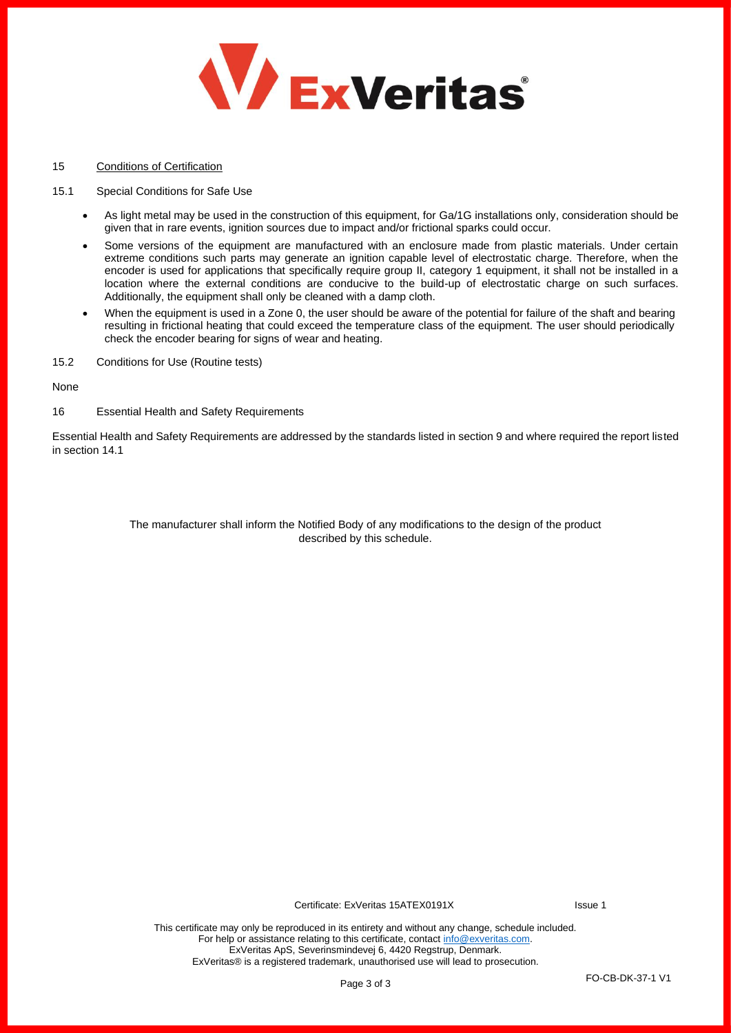## 15 Conditions of Certification

### 15.1 Special Conditions for Safe Use

- As light metal may be used in the construction of this equipment, for Ga/1G installations only, consideration should be given that in rare events, ignition sources due to impact and/or frictional sparks could occur.
- Some versions of the equipment are manufactured with an enclosure made from plastic materials. Under certain extreme conditions such parts may generate an ignition capable level of electrostatic charge. Therefore, when the encoder is used for applications that specifically require group II, category 1 equipment, it shall not be installed in a location where the external conditions are conducive to the build-up of electrostatic charge on such surfaces. Additionally, the equipment shall only be cleaned with a damp cloth.
- When the equipment is used in a Zone 0, the user should be aware of the potential for failure of the shaft and bearing resulting in frictional heating that could exceed the temperature class of the equipment. The user should periodically check the encoder bearing for signs of wear and heating.

### 15.2 Conditions for Use (Routine tests)

None

## 16 Essential Health and Safety Requirements

Essential Health and Safety Requirements are addressed by the standards listed in section 9 and where required the report listed in section 14.1

The manufacturer shall inform the Notified Body of any modifications to the design of the product described by this schedule.

Certificate: ExVeritas 15ATEX0191X Issue 1

This certificate may only be reproduced in its entirety and without any change, schedule included.
For help or assistance relating to this certificate, contact info@exveritas.com.
ExVeritas ApS, Severinsmindevej 6, 4420 Regstrup, Denmark.
ExVeritas® is a registered trademark, unauthorised use will lead to prosecution.

FO-CB-DK-37-1 V1